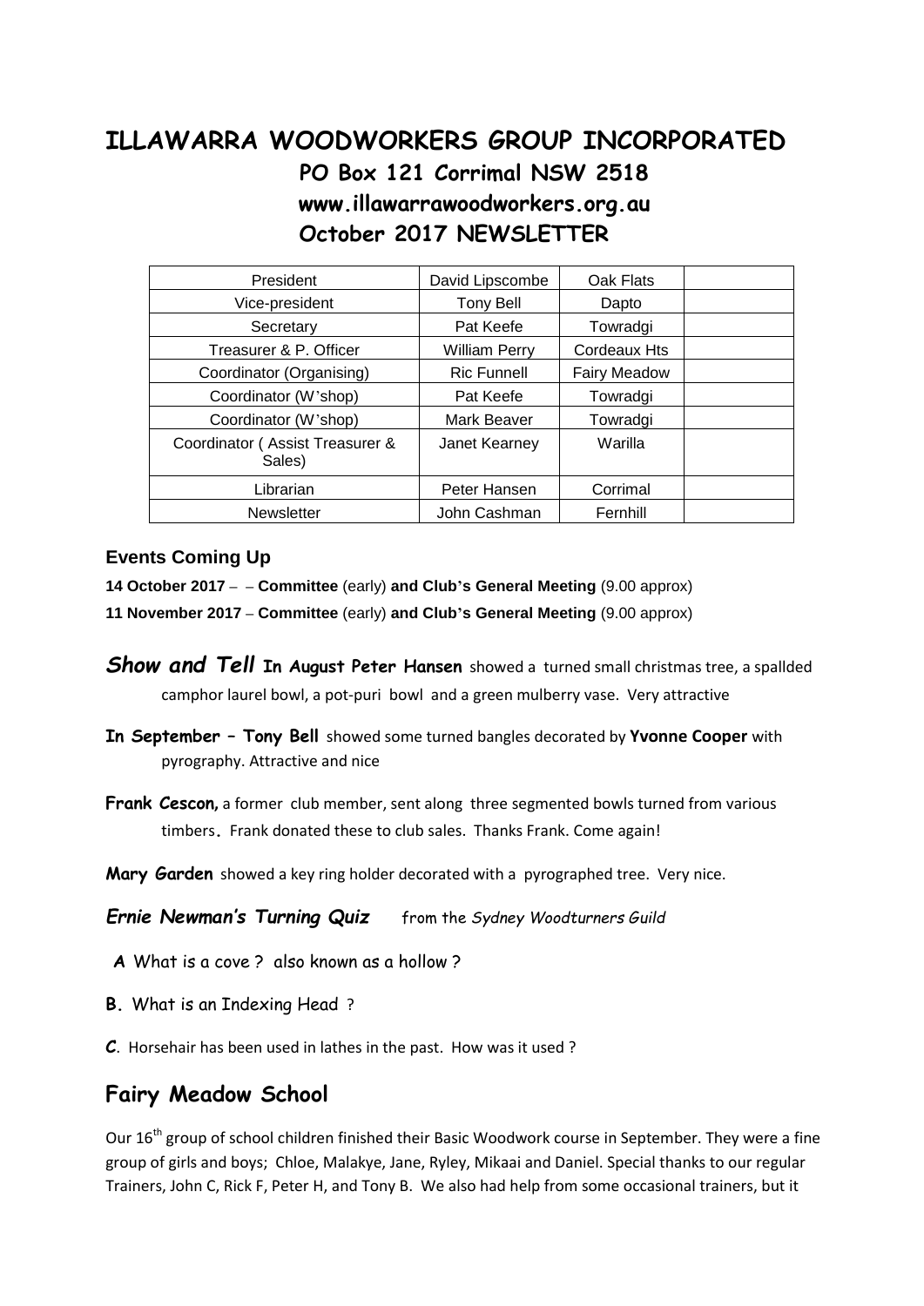# ILLAWARRA WOODWORKERS GROUP INCORPORATED

## PO Box 121 Corrimal NSW 2518

## www.illawarrawoodworkers.org.au

## October 2017 NEWSLETTER

| | | | |
|---|---|---|---|
| President | David Lipscombe | Oak Flats | |
| Vice-president | Tony Bell | Dapto | |
| Secretary | Pat Keefe | Towradgi | |
| Treasurer & P. Officer | William Perry | Cordeaux Hts | |
| Coordinator (Organising) | Ric Funnell | Fairy Meadow | |
| Coordinator (W'shop) | Pat Keefe | Towradgi | |
| Coordinator (W'shop) | Mark Beaver | Towradgi | |
| Coordinator ( Assist Treasurer & Sales) | Janet Kearney | Warilla | |
| Librarian | Peter Hansen | Corrimal | |
| Newsletter | John Cashman | Fernhill | |

### Events Coming Up

**14 October 2017** – – **Committee** (early) **and Club's General Meeting** (9.00 approx)

**11 November 2017** – **Committee** (early) **and Club's General Meeting** (9.00 approx)

***Show and Tell*** **In August Peter Hansen** showed a turned small christmas tree, a spallded camphor laurel bowl, a pot-puri bowl and a green mulberry vase. Very attractive

**In September – Tony Bell** showed some turned bangles decorated by **Yvonne Cooper** with pyrography. Attractive and nice

**Frank Cescon,** a former club member, sent along three segmented bowls turned from various timbers. Frank donated these to club sales. Thanks Frank. Come again!

**Mary Garden** showed a key ring holder decorated with a pyrographed tree. Very nice.

***Ernie Newman's Turning Quiz*** from the *Sydney Woodturners Guild*

**A** What is a cove ? also known as a hollow ?

**B.** What is an Indexing Head ?

**C**. Horsehair has been used in lathes in the past. How was it used ?

## Fairy Meadow School

Our 16th group of school children finished their Basic Woodwork course in September. They were a fine group of girls and boys; Chloe, Malakye, Jane, Ryley, Mikaai and Daniel. Special thanks to our regular Trainers, John C, Rick F, Peter H, and Tony B. We also had help from some occasional trainers, but it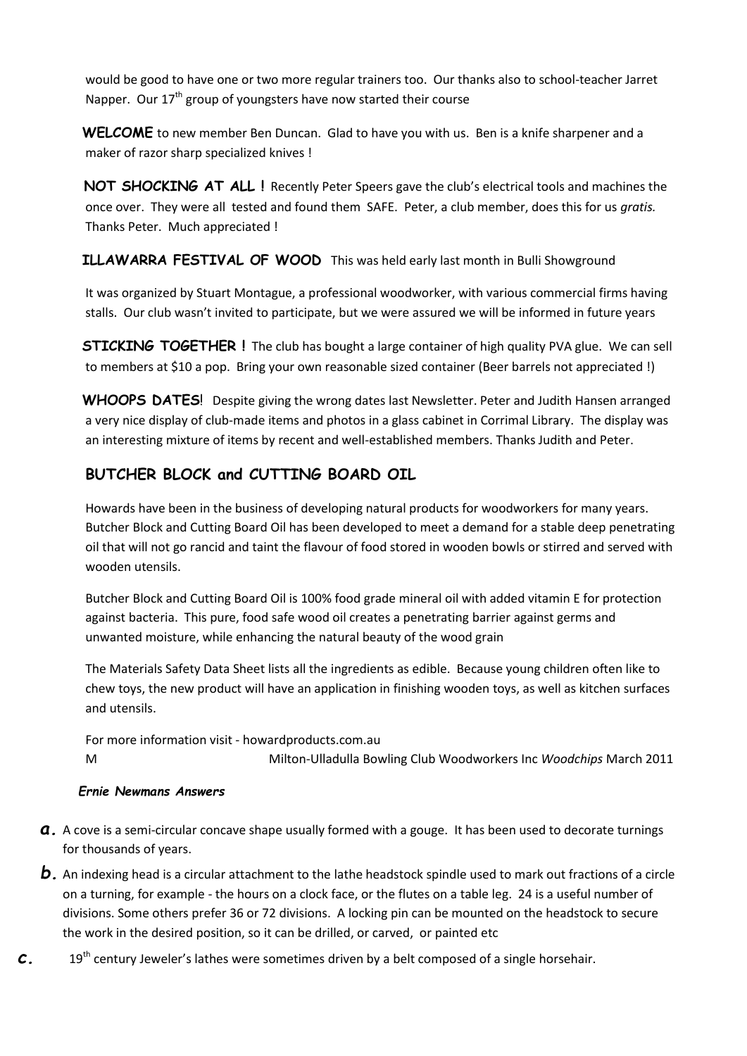would be good to have one or two more regular trainers too. Our thanks also to school-teacher Jarret Napper. Our 17th group of youngsters have now started their course

**WELCOME** to new member Ben Duncan. Glad to have you with us. Ben is a knife sharpener and a maker of razor sharp specialized knives !

**NOT SHOCKING AT ALL !** Recently Peter Speers gave the club's electrical tools and machines the once over. They were all tested and found them SAFE. Peter, a club member, does this for us *gratis.* Thanks Peter. Much appreciated !

**ILLAWARRA FESTIVAL OF WOOD** This was held early last month in Bulli Showground

It was organized by Stuart Montague, a professional woodworker, with various commercial firms having stalls. Our club wasn't invited to participate, but we were assured we will be informed in future years

**STICKING TOGETHER !** The club has bought a large container of high quality PVA glue. We can sell to members at $10 a pop. Bring your own reasonable sized container (Beer barrels not appreciated !)

**WHOOPS DATES**! Despite giving the wrong dates last Newsletter. Peter and Judith Hansen arranged a very nice display of club-made items and photos in a glass cabinet in Corrimal Library. The display was an interesting mixture of items by recent and well-established members. Thanks Judith and Peter.

## BUTCHER BLOCK and CUTTING BOARD OIL

Howards have been in the business of developing natural products for woodworkers for many years. Butcher Block and Cutting Board Oil has been developed to meet a demand for a stable deep penetrating oil that will not go rancid and taint the flavour of food stored in wooden bowls or stirred and served with wooden utensils.

Butcher Block and Cutting Board Oil is 100% food grade mineral oil with added vitamin E for protection against bacteria. This pure, food safe wood oil creates a penetrating barrier against germs and unwanted moisture, while enhancing the natural beauty of the wood grain

The Materials Safety Data Sheet lists all the ingredients as edible. Because young children often like to chew toys, the new product will have an application in finishing wooden toys, as well as kitchen surfaces and utensils.

For more information visit - howardproducts.com.au

M Milton-Ulladulla Bowling Club Woodworkers Inc *Woodchips* March 2011

***Ernie Newmans Answers***

***a.*** A cove is a semi-circular concave shape usually formed with a gouge. It has been used to decorate turnings for thousands of years.

***b.*** An indexing head is a circular attachment to the lathe headstock spindle used to mark out fractions of a circle on a turning, for example - the hours on a clock face, or the flutes on a table leg. 24 is a useful number of divisions. Some others prefer 36 or 72 divisions. A locking pin can be mounted on the headstock to secure the work in the desired position, so it can be drilled, or carved, or painted etc

***c.*** 19th century Jeweler's lathes were sometimes driven by a belt composed of a single horsehair.